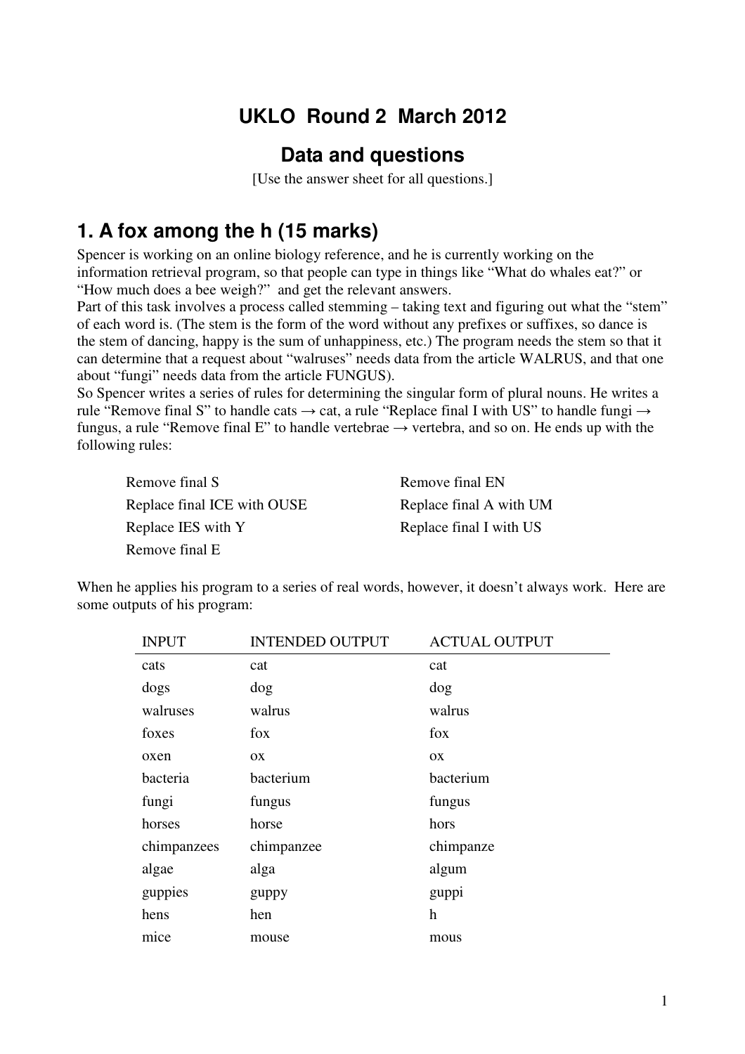# UKLO Round 2 March 2012

## Data and questions

[Use the answer sheet for all questions.]

## 1. A fox among the h (15 marks)

Spencer is working on an online biology reference, and he is currently working on the information retrieval program, so that people can type in things like "What do whales eat?" or "How much does a bee weigh?" and get the relevant answers.

Part of this task involves a process called stemming – taking text and figuring out what the "stem" of each word is. (The stem is the form of the word without any prefixes or suffixes, so dance is the stem of dancing, happy is the sum of unhappiness, etc.) The program needs the stem so that it can determine that a request about "walruses" needs data from the article WALRUS, and that one about "fungi" needs data from the article FUNGUS).

So Spencer writes a series of rules for determining the singular form of plural nouns. He writes a rule "Remove final S" to handle cats → cat, a rule "Replace final I with US" to handle fungi → fungus, a rule "Remove final E" to handle vertebrae → vertebra, and so on. He ends up with the following rules:

- Remove final S
- Replace final ICE with OUSE
- Replace IES with Y
- Remove final E
- Remove final EN
- Replace final A with UM
- Replace final I with US

When he applies his program to a series of real words, however, it doesn't always work. Here are some outputs of his program:

| INPUT | INTENDED OUTPUT | ACTUAL OUTPUT |
|---|---|---|
| cats | cat | cat |
| dogs | dog | dog |
| walruses | walrus | walrus |
| foxes | fox | fox |
| oxen | ox | ox |
| bacteria | bacterium | bacterium |
| fungi | fungus | fungus |
| horses | horse | hors |
| chimpanzees | chimpanzee | chimpanze |
| algae | alga | algum |
| guppies | guppy | guppi |
| hens | hen | h |
| mice | mouse | mous |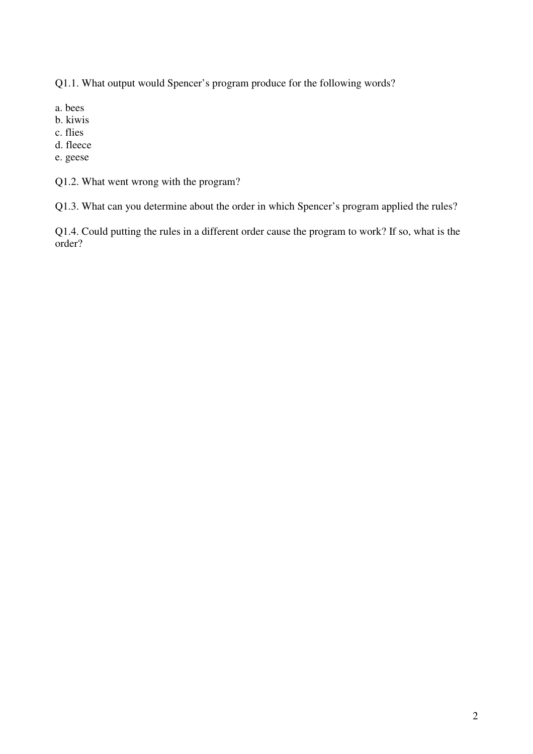Q1.1. What output would Spencer's program produce for the following words?

a. bees
b. kiwis
c. flies
d. fleece
e. geese

Q1.2. What went wrong with the program?

Q1.3. What can you determine about the order in which Spencer's program applied the rules?

Q1.4. Could putting the rules in a different order cause the program to work? If so, what is the order?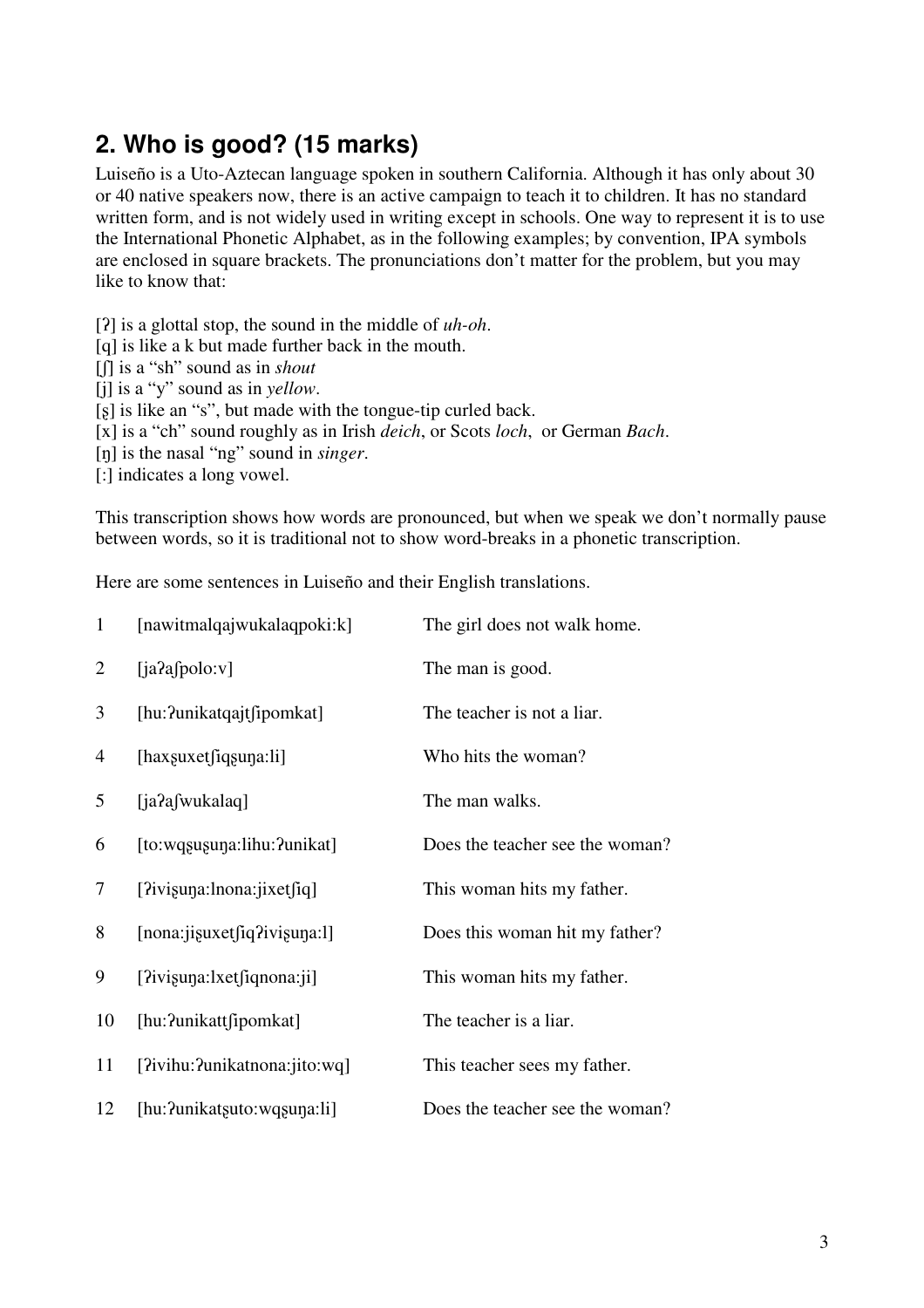## 2. Who is good? (15 marks)

Luiseño is a Uto-Aztecan language spoken in southern California. Although it has only about 30 or 40 native speakers now, there is an active campaign to teach it to children. It has no standard written form, and is not widely used in writing except in schools. One way to represent it is to use the International Phonetic Alphabet, as in the following examples; by convention, IPA symbols are enclosed in square brackets. The pronunciations don't matter for the problem, but you may like to know that:

[ʔ] is a glottal stop, the sound in the middle of *uh-oh*.
[q] is like a k but made further back in the mouth.
[ʃ] is a "sh" sound as in *shout*
[j] is a "y" sound as in *yellow*.
[ʂ] is like an "s", but made with the tongue-tip curled back.
[x] is a "ch" sound roughly as in Irish *deich*, or Scots *loch*, or German *Bach*.
[ŋ] is the nasal "ng" sound in *singer*.
[ː] indicates a long vowel.

This transcription shows how words are pronounced, but when we speak we don't normally pause between words, so it is traditional not to show word-breaks in a phonetic transcription.

Here are some sentences in Luiseño and their English translations.

| | | |
|---|---|---|
| 1 | [nawitmalqajwukalaqpoki:k] | The girl does not walk home. |
| 2 | [jaʔaʃpolo:v] | The man is good. |
| 3 | [hu:ʔunikatqajtʃipomkat] | The teacher is not a liar. |
| 4 | [haxʂuxetʃiqʂuŋa:li] | Who hits the woman? |
| 5 | [jaʔaʃwukalaq] | The man walks. |
| 6 | [to:wqʂuʂuŋa:lihu:ʔunikat] | Does the teacher see the woman? |
| 7 | [ʔiviʂuŋa:lnona:jixetʃiq] | This woman hits my father. |
| 8 | [nona:jiʂuxetʃiqʔiviʂuŋa:l] | Does this woman hit my father? |
| 9 | [ʔiviʂuŋa:lxetʃiqnona:ji] | This woman hits my father. |
| 10 | [hu:ʔunikattʃipomkat] | The teacher is a liar. |
| 11 | [ʔivihu:ʔunikatnona:jito:wq] | This teacher sees my father. |
| 12 | [hu:ʔunikatʂuto:wqʂuŋa:li] | Does the teacher see the woman? |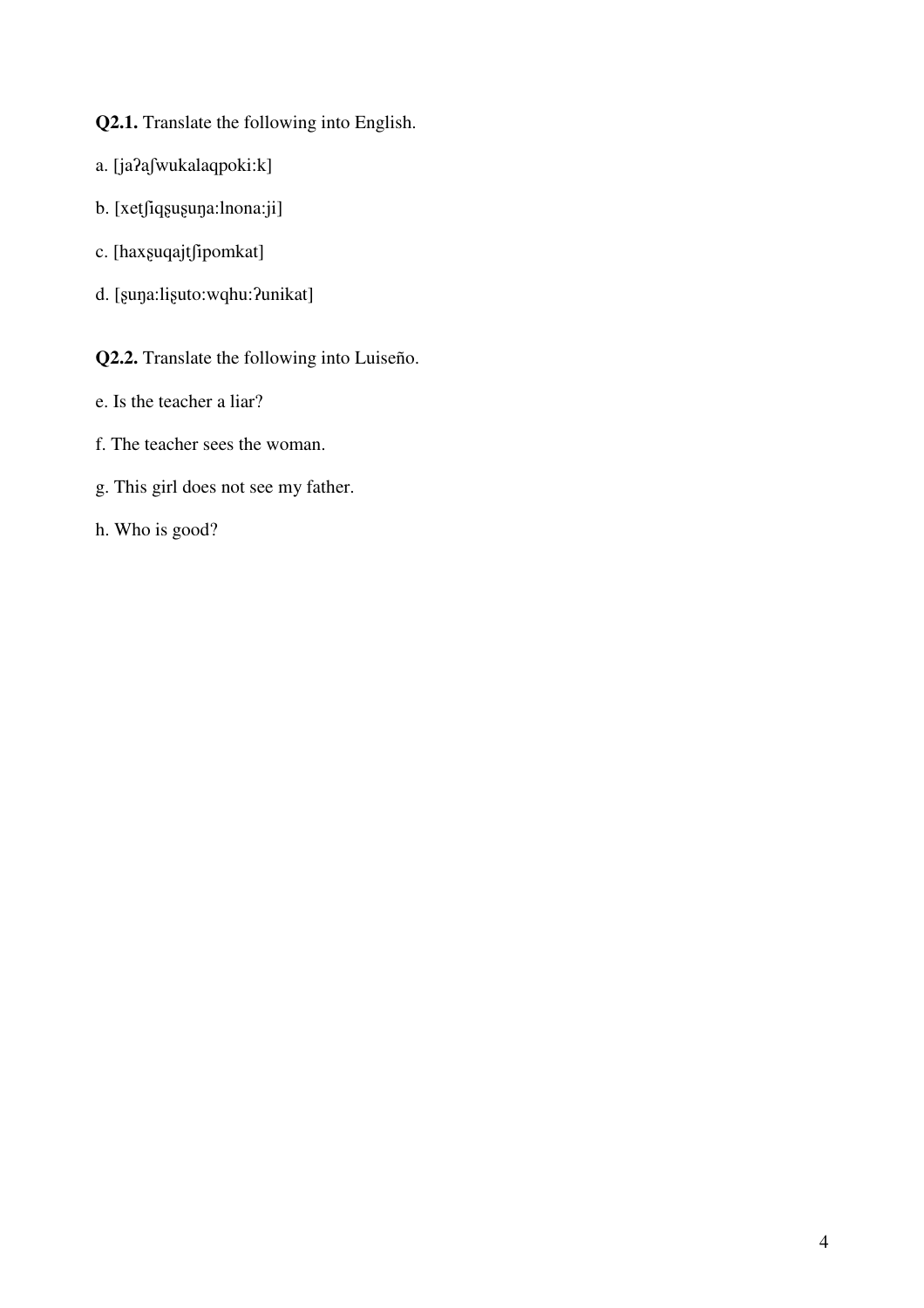**Q2.1.** Translate the following into English.

a. [jaʔaʃwukalaqpoki:k]

b. [xetʃiqʂuʂuŋa:lnona:ji]

c. [haxʂuqajtʃipomkat]

d. [ʂuŋa:liʂuto:wqhu:ʔunikat]

**Q2.2.** Translate the following into Luiseño.

e. Is the teacher a liar?

f. The teacher sees the woman.

g. This girl does not see my father.

h. Who is good?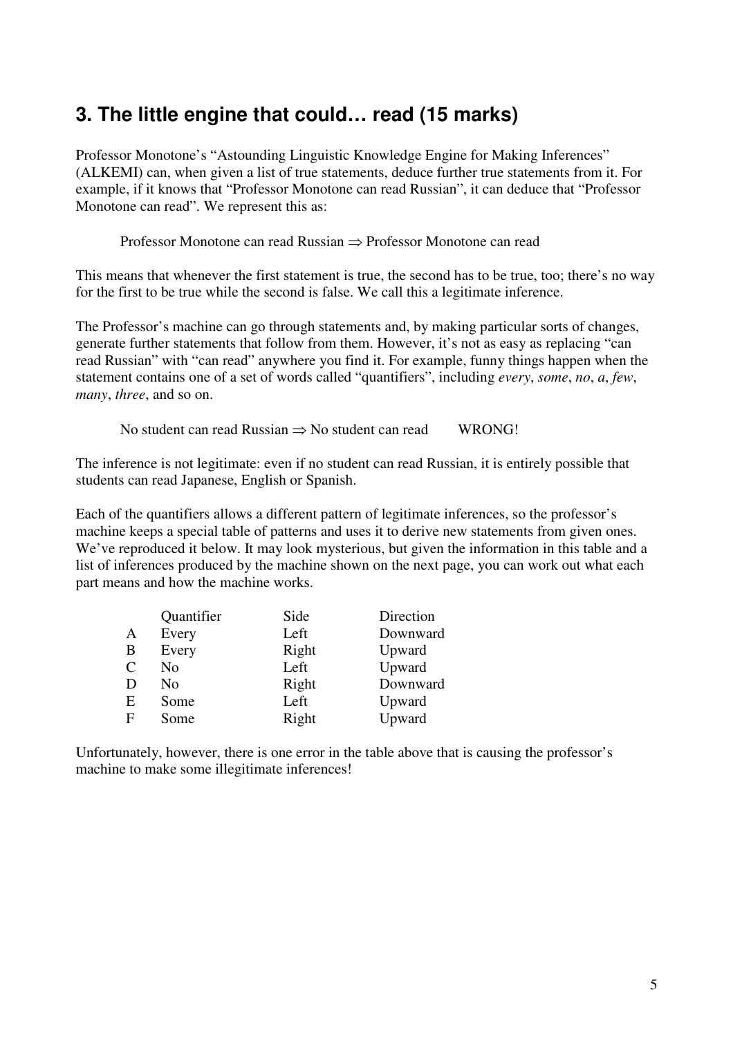## 3. The little engine that could… read (15 marks)

Professor Monotone's "Astounding Linguistic Knowledge Engine for Making Inferences" (ALKEMI) can, when given a list of true statements, deduce further true statements from it. For example, if it knows that "Professor Monotone can read Russian", it can deduce that "Professor Monotone can read". We represent this as:

> Professor Monotone can read Russian ⇒ Professor Monotone can read

This means that whenever the first statement is true, the second has to be true, too; there's no way for the first to be true while the second is false. We call this a legitimate inference.

The Professor's machine can go through statements and, by making particular sorts of changes, generate further statements that follow from them. However, it's not as easy as replacing "can read Russian" with "can read" anywhere you find it. For example, funny things happen when the statement contains one of a set of words called "quantifiers", including *every*, *some*, *no*, *a*, *few*, *many*, *three*, and so on.

> No student can read Russian ⇒ No student can read WRONG!

The inference is not legitimate: even if no student can read Russian, it is entirely possible that students can read Japanese, English or Spanish.

Each of the quantifiers allows a different pattern of legitimate inferences, so the professor's machine keeps a special table of patterns and uses it to derive new statements from given ones. We've reproduced it below. It may look mysterious, but given the information in this table and a list of inferences produced by the machine shown on the next page, you can work out what each part means and how the machine works.

| | Quantifier | Side | Direction |
|---|---|---|---|
| A | Every | Left | Downward |
| B | Every | Right | Upward |
| C | No | Left | Upward |
| D | No | Right | Downward |
| E | Some | Left | Upward |
| F | Some | Right | Upward |

Unfortunately, however, there is one error in the table above that is causing the professor's machine to make some illegitimate inferences!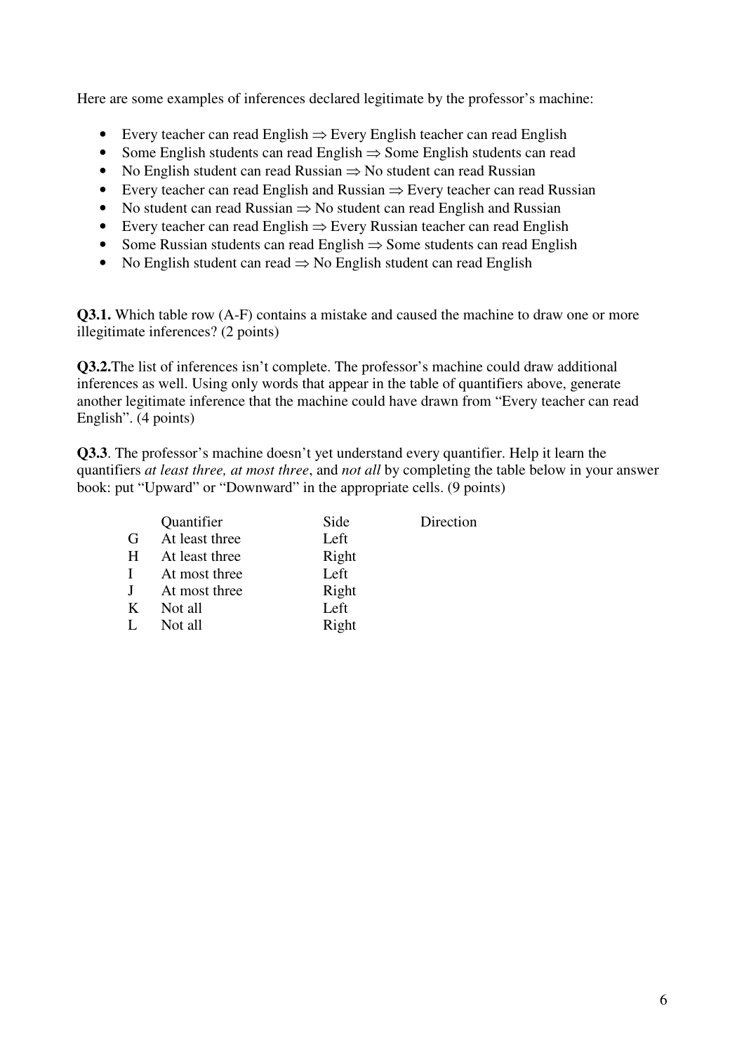Here are some examples of inferences declared legitimate by the professor's machine:

- Every teacher can read English ⇒ Every English teacher can read English
- Some English students can read English ⇒ Some English students can read
- No English student can read Russian ⇒ No student can read Russian
- Every teacher can read English and Russian ⇒ Every teacher can read Russian
- No student can read Russian ⇒ No student can read English and Russian
- Every teacher can read English ⇒ Every Russian teacher can read English
- Some Russian students can read English ⇒ Some students can read English
- No English student can read ⇒ No English student can read English

**Q3.1.** Which table row (A-F) contains a mistake and caused the machine to draw one or more illegitimate inferences? (2 points)

**Q3.2.**The list of inferences isn't complete. The professor's machine could draw additional inferences as well. Using only words that appear in the table of quantifiers above, generate another legitimate inference that the machine could have drawn from "Every teacher can read English". (4 points)

**Q3.3**. The professor's machine doesn't yet understand every quantifier. Help it learn the quantifiers *at least three, at most three*, and *not all* by completing the table below in your answer book: put "Upward" or "Downward" in the appropriate cells. (9 points)

| | Quantifier | Side | Direction |
|---|---|---|---|
| G | At least three | Left | |
| H | At least three | Right | |
| I | At most three | Left | |
| J | At most three | Right | |
| K | Not all | Left | |
| L | Not all | Right | |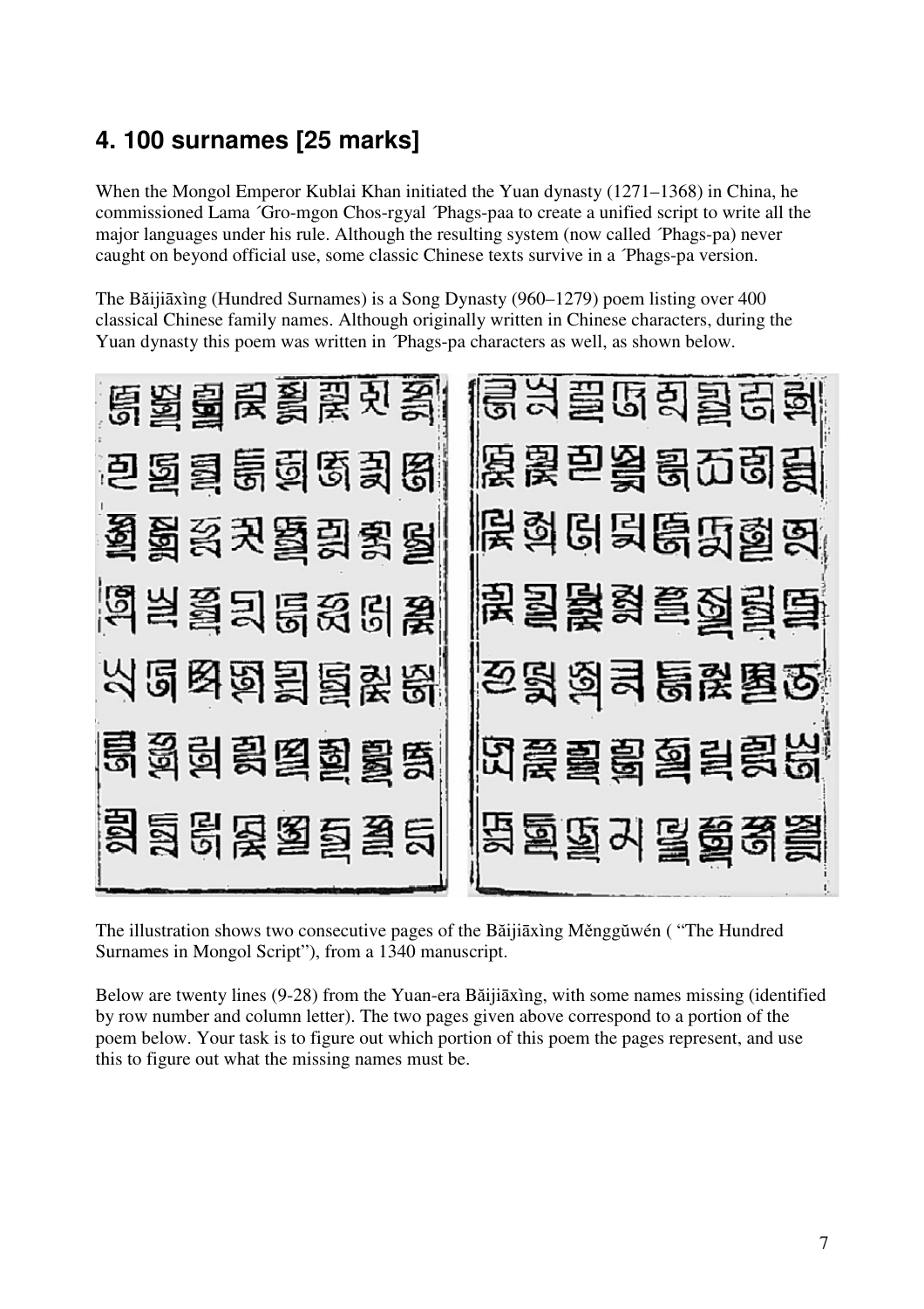## 4. 100 surnames [25 marks]

When the Mongol Emperor Kublai Khan initiated the Yuan dynasty (1271–1368) in China, he commissioned Lama ´Gro-mgon Chos-rgyal ´Phags-paa to create a unified script to write all the major languages under his rule. Although the resulting system (now called ´Phags-pa) never caught on beyond official use, some classic Chinese texts survive in a ´Phags-pa version.

The Bǎijiāxìng (Hundred Surnames) is a Song Dynasty (960–1279) poem listing over 400 classical Chinese family names. Although originally written in Chinese characters, during the Yuan dynasty this poem was written in ´Phags-pa characters as well, as shown below.

The illustration shows two consecutive pages of the Bǎijiāxìng Měnggǔwén ( "The Hundred Surnames in Mongol Script"), from a 1340 manuscript.

Below are twenty lines (9-28) from the Yuan-era Bǎijiāxìng, with some names missing (identified by row number and column letter). The two pages given above correspond to a portion of the poem below. Your task is to figure out which portion of this poem the pages represent, and use this to figure out what the missing names must be.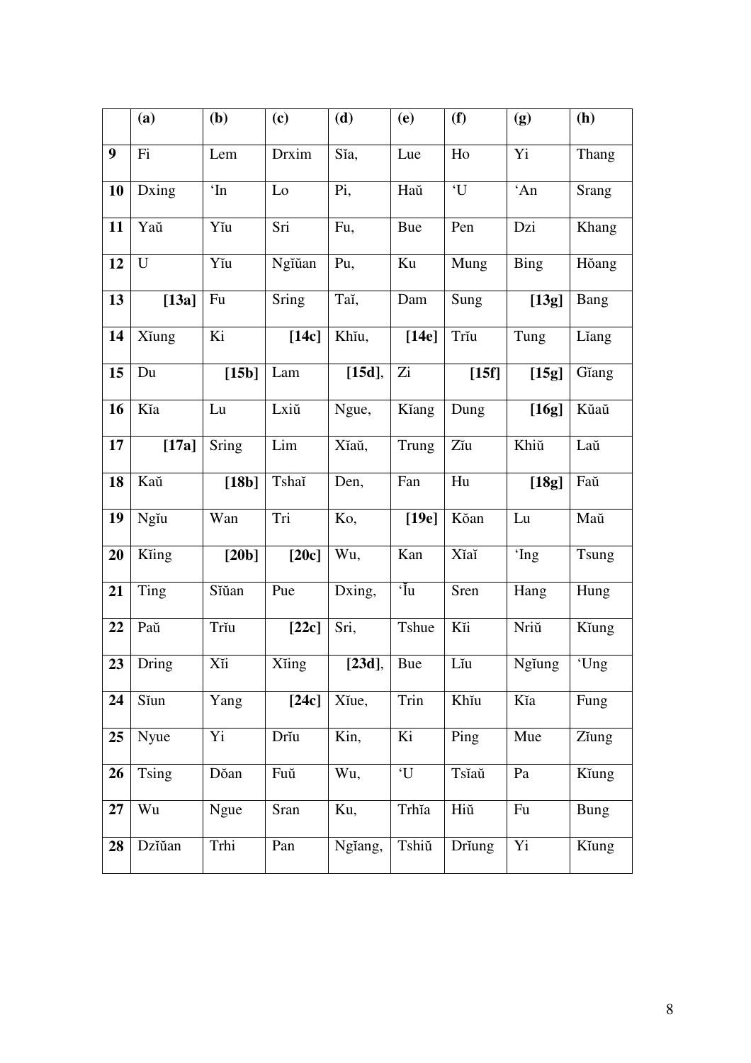| | (a) | (b) | (c) | (d) | (e) | (f) | (g) | (h) |
|---|---|---|---|---|---|---|---|---|
| 9 | Fi | Lem | Drxim | Sĭa, | Lue | Ho | Yi | Thang |
| 10 | Dxing | ‘In | Lo | Pi, | Haŭ | ‘U | ‘An | Srang |
| 11 | Yaŭ | Yĭu | Sri | Fu, | Bue | Pen | Dzi | Khang |
| 12 | U | Yĭu | Ngĭŭan | Pu, | Ku | Mung | Bing | Hŏang |
| 13 | **[13a]** | Fu | Sring | Taĭ, | Dam | Sung | **[13g]** | Bang |
| 14 | Xĭung | Ki | **[14c]** | Khĭu, | **[14e]** | Trĭu | Tung | Lĭang |
| 15 | Du | **[15b]** | Lam | **[15d]**, | Zi | **[15f]** | **[15g]** | Gĭang |
| 16 | Kĭa | Lu | Lxiŭ | Ngue, | Kĭang | Dung | **[16g]** | Kŭaŭ |
| 17 | **[17a]** | Sring | Lim | Xĭaŭ, | Trung | Zĭu | Khiŭ | Laŭ |
| 18 | Kaŭ | **[18b]** | Tshaĭ | Den, | Fan | Hu | **[18g]** | Faŭ |
| 19 | Ngĭu | Wan | Tri | Ko, | **[19e]** | Kŏan | Lu | Maŭ |
| 20 | Kĭing | **[20b]** | **[20c]** | Wu, | Kan | Xĭaĭ | ‘Ing | Tsung |
| 21 | Ting | Sĭŭan | Pue | Dxing, | ‘Ĭu | Sren | Hang | Hung |
| 22 | Paŭ | Trĭu | **[22c]** | Sri, | Tshue | Kĭi | Nriŭ | Kĭung |
| 23 | Dring | Xĭi | Xĭing | **[23d]**, | Bue | Lĭu | Ngĭung | ‘Ung |
| 24 | Sĭun | Yang | **[24c]** | Xĭue, | Trin | Khĭu | Kĭa | Fung |
| 25 | Nyue | Yi | Drĭu | Kin, | Ki | Ping | Mue | Zĭung |
| 26 | Tsing | Dŏan | Fuŭ | Wu, | ‘U | Tsĭaŭ | Pa | Kĭung |
| 27 | Wu | Ngue | Sran | Ku, | Trhĭa | Hiŭ | Fu | Bung |
| 28 | Dzĭŭan | Trhi | Pan | Ngĭang, | Tshiŭ | Drĭung | Yi | Kĭung |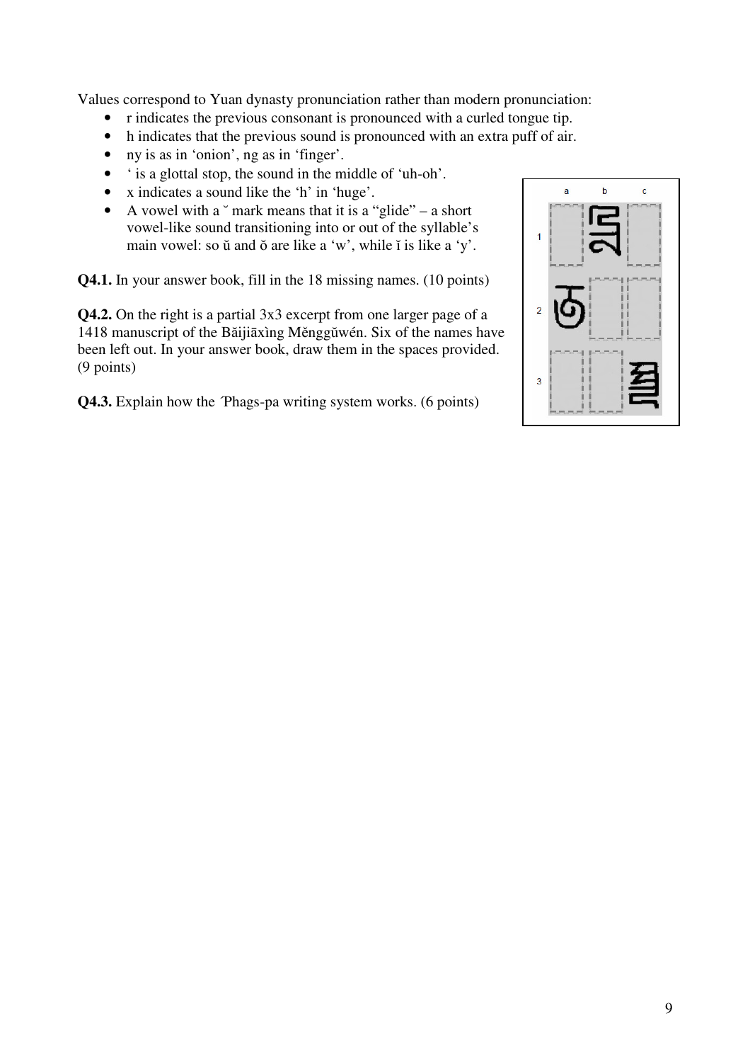Values correspond to Yuan dynasty pronunciation rather than modern pronunciation:

- r indicates the previous consonant is pronounced with a curled tongue tip.
- h indicates that the previous sound is pronounced with an extra puff of air.
- ny is as in 'onion', ng as in 'finger'.
- ' is a glottal stop, the sound in the middle of 'uh-oh'.
- x indicates a sound like the 'h' in 'huge'.
- A vowel with a ˘ mark means that it is a "glide" – a short vowel-like sound transitioning into or out of the syllable's main vowel: so ŭ and ŏ are like a 'w', while ĭ is like a 'y'.

**Q4.1.** In your answer book, fill in the 18 missing names. (10 points)

**Q4.2.** On the right is a partial 3x3 excerpt from one larger page of a 1418 manuscript of the Bǎijiāxìng Měnggǔwén. Six of the names have been left out. In your answer book, draw them in the spaces provided. (9 points)

**Q4.3.** Explain how the ʼPhags-pa writing system works. (6 points)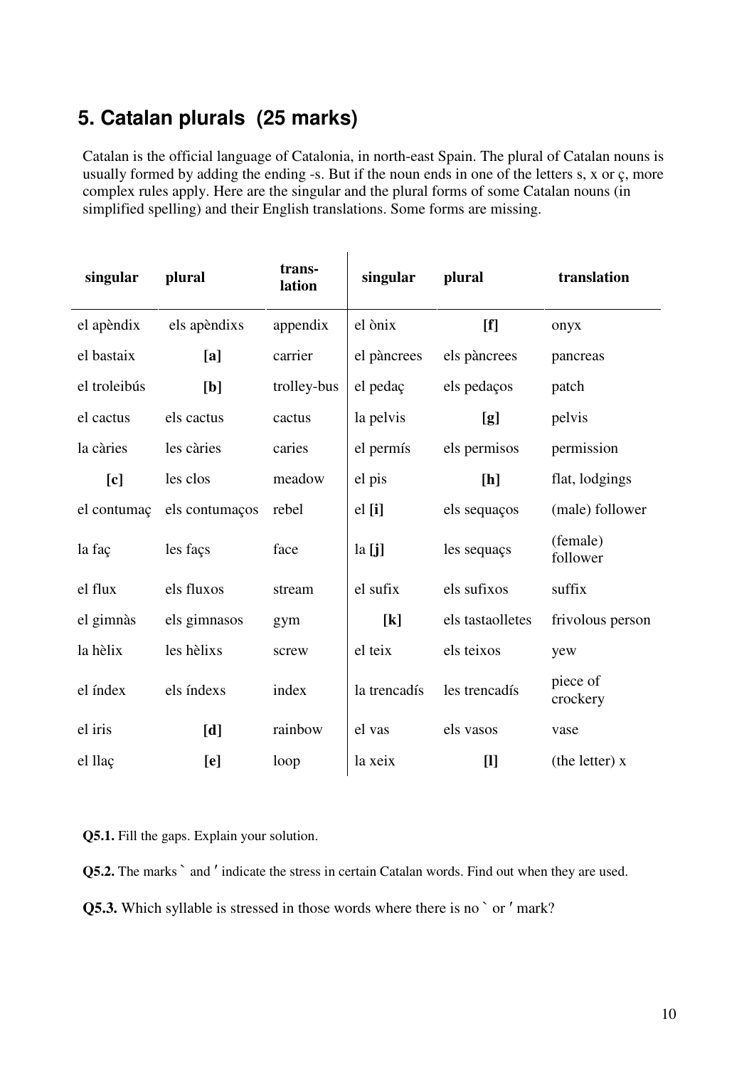## 5. Catalan plurals (25 marks)

Catalan is the official language of Catalonia, in north-east Spain. The plural of Catalan nouns is usually formed by adding the ending -s. But if the noun ends in one of the letters s, x or ç, more complex rules apply. Here are the singular and the plural forms of some Catalan nouns (in simplified spelling) and their English translations. Some forms are missing.

| singular | plural | trans-lation | singular | plural | translation |
|---|---|---|---|---|---|
| el apèndix | els apèndixs | appendix | el ònix | **[f]** | onyx |
| el bastaix | **[a]** | carrier | el pàncrees | els pàncrees | pancreas |
| el troleibús | **[b]** | trolley-bus | el pedaç | els pedaços | patch |
| el cactus | els cactus | cactus | la pelvis | **[g]** | pelvis |
| la càries | les càries | caries | el permís | els permisos | permission |
| **[c]** | les clos | meadow | el pis | **[h]** | flat, lodgings |
| el contumaç | els contumaços | rebel | el **[i]** | els sequaços | (male) follower |
| la faç | les façs | face | la **[j]** | les sequaçs | (female) follower |
| el flux | els fluxos | stream | el sufix | els sufixos | suffix |
| el gimnàs | els gimnasos | gym | **[k]** | els tastaolletes | frivolous person |
| la hèlix | les hèlixs | screw | el teix | els teixos | yew |
| el índex | els índexs | index | la trencadís | les trencadís | piece of crockery |
| el iris | **[d]** | rainbow | el vas | els vasos | vase |
| el llaç | **[e]** | loop | la xeix | **[l]** | (the letter) x |

**Q5.1.** Fill the gaps. Explain your solution.

**Q5.2.** The marks ` and ′ indicate the stress in certain Catalan words. Find out when they are used.

**Q5.3.** Which syllable is stressed in those words where there is no ` or ′ mark?